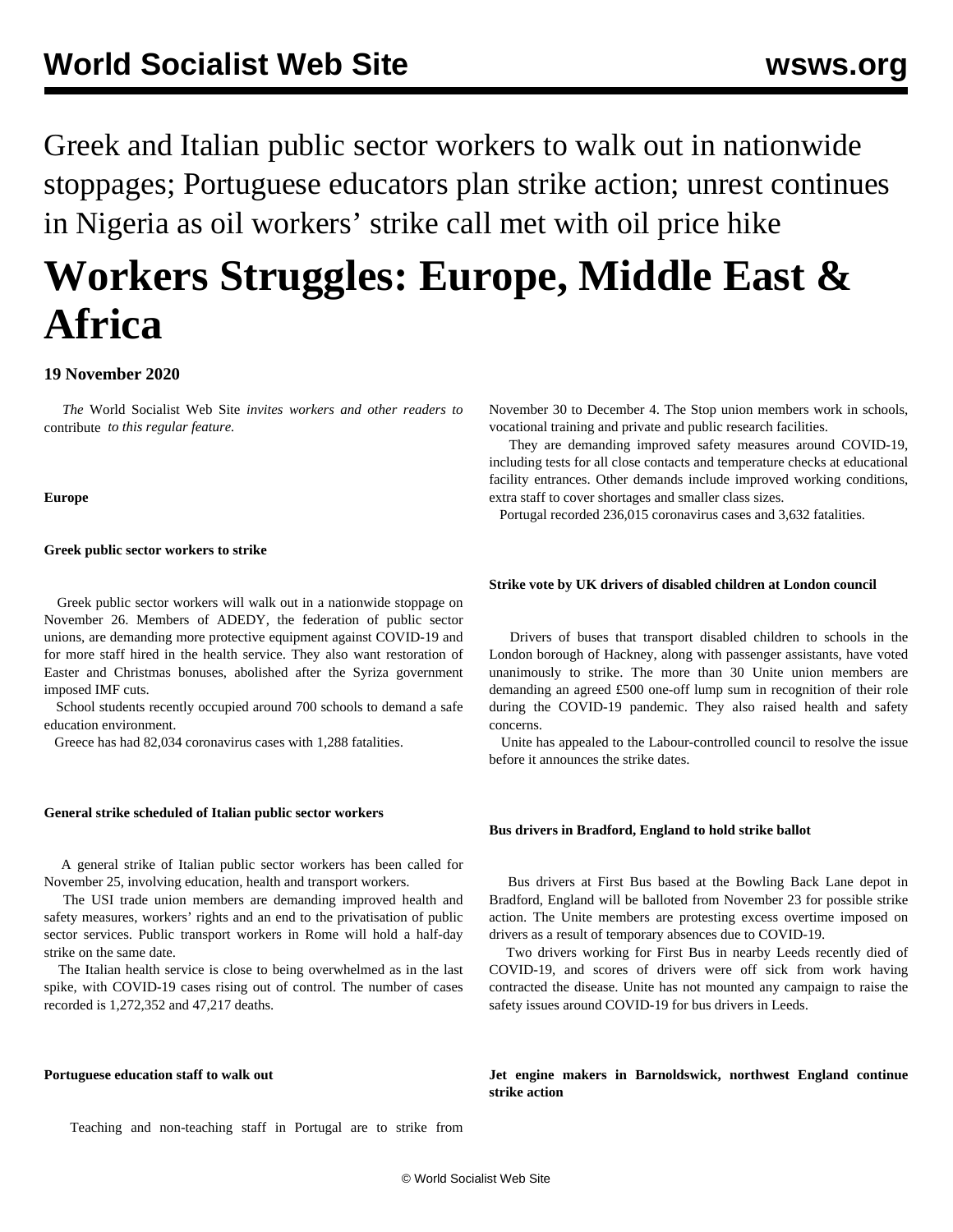# Greek and Italian public sector workers to walk out in nationwide stoppages; Portuguese educators plan strike action; unrest continues in Nigeria as oil workers' strike call met with oil price hike

# Workers Struggles: Europe, Middle East & Africa

**19 November 2020**

*The* World Socialist Web Site *invites workers and other readers to* contribute *to this regular feature.*

**Europe**

**Greek public sector workers to strike**

Greek public sector workers will walk out in a nationwide stoppage on November 26. Members of ADEDY, the federation of public sector unions, are demanding more protective equipment against COVID-19 and for more staff hired in the health service. They also want restoration of Easter and Christmas bonuses, abolished after the Syriza government imposed IMF cuts.

School students recently occupied around 700 schools to demand a safe education environment.

Greece has had 82,034 coronavirus cases with 1,288 fatalities.

**General strike scheduled of Italian public sector workers**

A general strike of Italian public sector workers has been called for November 25, involving education, health and transport workers.

The USI trade union members are demanding improved health and safety measures, workers' rights and an end to the privatisation of public sector services. Public transport workers in Rome will hold a half-day strike on the same date.

The Italian health service is close to being overwhelmed as in the last spike, with COVID-19 cases rising out of control. The number of cases recorded is 1,272,352 and 47,217 deaths.

**Portuguese education staff to walk out**

Teaching and non-teaching staff in Portugal are to strike from November 30 to December 4. The Stop union members work in schools, vocational training and private and public research facilities.

They are demanding improved safety measures around COVID-19, including tests for all close contacts and temperature checks at educational facility entrances. Other demands include improved working conditions, extra staff to cover shortages and smaller class sizes.

Portugal recorded 236,015 coronavirus cases and 3,632 fatalities.

**Strike vote by UK drivers of disabled children at London council**

Drivers of buses that transport disabled children to schools in the London borough of Hackney, along with passenger assistants, have voted unanimously to strike. The more than 30 Unite union members are demanding an agreed £500 one-off lump sum in recognition of their role during the COVID-19 pandemic. They also raised health and safety concerns.

Unite has appealed to the Labour-controlled council to resolve the issue before it announces the strike dates.

**Bus drivers in Bradford, England to hold strike ballot**

Bus drivers at First Bus based at the Bowling Back Lane depot in Bradford, England will be balloted from November 23 for possible strike action. The Unite members are protesting excess overtime imposed on drivers as a result of temporary absences due to COVID-19.

Two drivers working for First Bus in nearby Leeds recently died of COVID-19, and scores of drivers were off sick from work having contracted the disease. Unite has not mounted any campaign to raise the safety issues around COVID-19 for bus drivers in Leeds.

**Jet engine makers in Barnoldswick, northwest England continue strike action**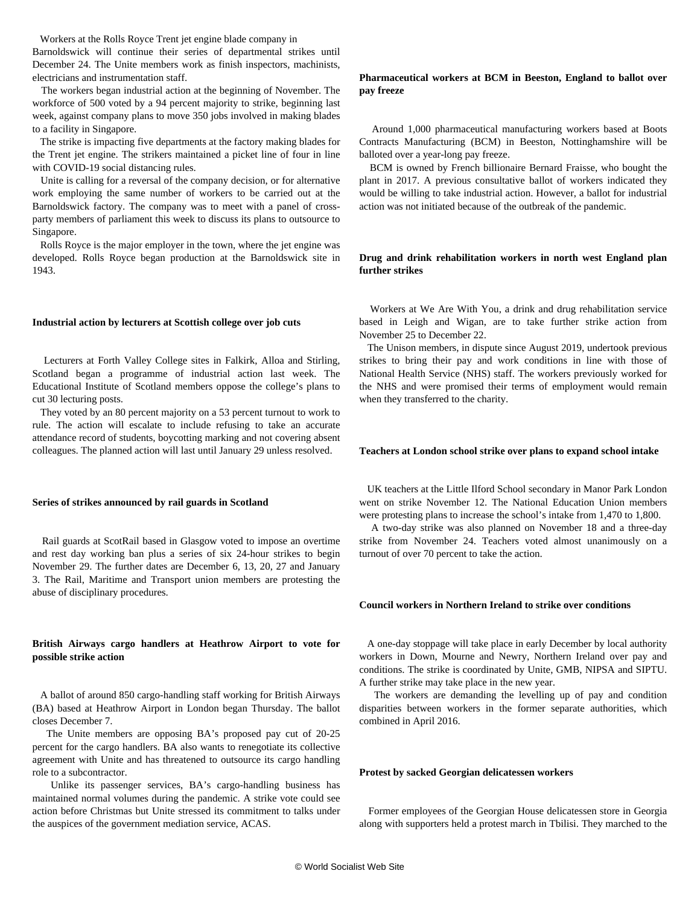Workers at the Rolls Royce Trent jet engine blade company in Barnoldswick will continue their series of departmental strikes until December 24. The Unite members work as finish inspectors, machinists, electricians and instrumentation staff.

The workers began industrial action at the beginning of November. The workforce of 500 voted by a 94 percent majority to strike, beginning last week, against company plans to move 350 jobs involved in making blades to a facility in Singapore.

The strike is impacting five departments at the factory making blades for the Trent jet engine. The strikers maintained a picket line of four in line with COVID-19 social distancing rules.

Unite is calling for a reversal of the company decision, or for alternative work employing the same number of workers to be carried out at the Barnoldswick factory. The company was to meet with a panel of cross-party members of parliament this week to discuss its plans to outsource to Singapore.

Rolls Royce is the major employer in the town, where the jet engine was developed. Rolls Royce began production at the Barnoldswick site in 1943.

**Industrial action by lecturers at Scottish college over job cuts**

Lecturers at Forth Valley College sites in Falkirk, Alloa and Stirling, Scotland began a programme of industrial action last week. The Educational Institute of Scotland members oppose the college's plans to cut 30 lecturing posts.

They voted by an 80 percent majority on a 53 percent turnout to work to rule. The action will escalate to include refusing to take an accurate attendance record of students, boycotting marking and not covering absent colleagues. The planned action will last until January 29 unless resolved.

**Series of strikes announced by rail guards in Scotland**

Rail guards at ScotRail based in Glasgow voted to impose an overtime and rest day working ban plus a series of six 24-hour strikes to begin November 29. The further dates are December 6, 13, 20, 27 and January 3. The Rail, Maritime and Transport union members are protesting the abuse of disciplinary procedures.

**British Airways cargo handlers at Heathrow Airport to vote for possible strike action**

A ballot of around 850 cargo-handling staff working for British Airways (BA) based at Heathrow Airport in London began Thursday. The ballot closes December 7.

The Unite members are opposing BA's proposed pay cut of 20-25 percent for the cargo handlers. BA also wants to renegotiate its collective agreement with Unite and has threatened to outsource its cargo handling role to a subcontractor.

Unlike its passenger services, BA's cargo-handling business has maintained normal volumes during the pandemic. A strike vote could see action before Christmas but Unite stressed its commitment to talks under the auspices of the government mediation service, ACAS.

**Pharmaceutical workers at BCM in Beeston, England to ballot over pay freeze**

Around 1,000 pharmaceutical manufacturing workers based at Boots Contracts Manufacturing (BCM) in Beeston, Nottinghamshire will be balloted over a year-long pay freeze.

BCM is owned by French billionaire Bernard Fraisse, who bought the plant in 2017. A previous consultative ballot of workers indicated they would be willing to take industrial action. However, a ballot for industrial action was not initiated because of the outbreak of the pandemic.

**Drug and drink rehabilitation workers in north west England plan further strikes**

Workers at We Are With You, a drink and drug rehabilitation service based in Leigh and Wigan, are to take further strike action from November 25 to December 22.

The Unison members, in dispute since August 2019, undertook previous strikes to bring their pay and work conditions in line with those of National Health Service (NHS) staff. The workers previously worked for the NHS and were promised their terms of employment would remain when they transferred to the charity.

**Teachers at London school strike over plans to expand school intake**

UK teachers at the Little Ilford School secondary in Manor Park London went on strike November 12. The National Education Union members were protesting plans to increase the school's intake from 1,470 to 1,800.

A two-day strike was also planned on November 18 and a three-day strike from November 24. Teachers voted almost unanimously on a turnout of over 70 percent to take the action.

**Council workers in Northern Ireland to strike over conditions**

A one-day stoppage will take place in early December by local authority workers in Down, Mourne and Newry, Northern Ireland over pay and conditions. The strike is coordinated by Unite, GMB, NIPSA and SIPTU. A further strike may take place in the new year.

The workers are demanding the levelling up of pay and condition disparities between workers in the former separate authorities, which combined in April 2016.

**Protest by sacked Georgian delicatessen workers**

Former employees of the Georgian House delicatessen store in Georgia along with supporters held a protest march in Tbilisi. They marched to the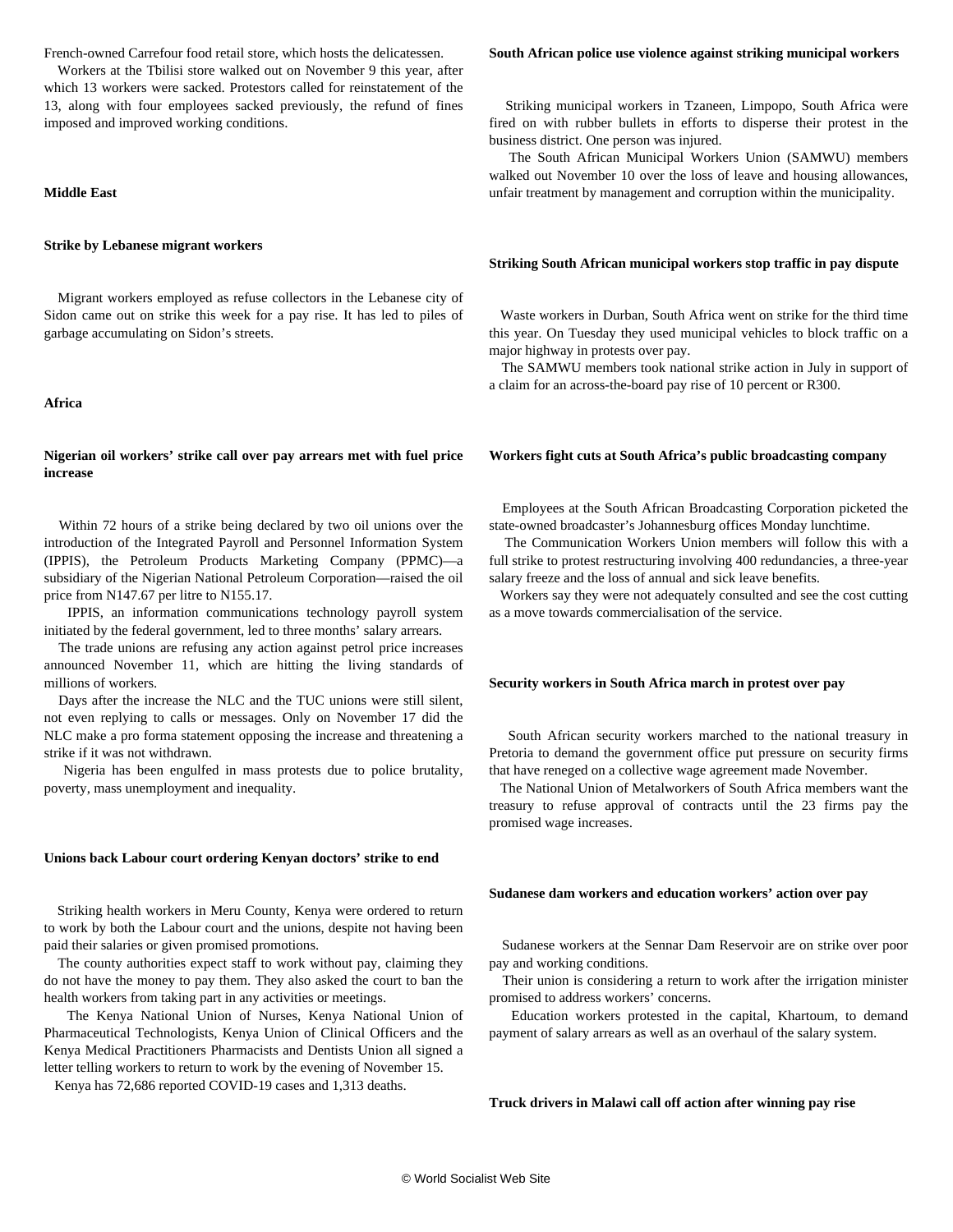French-owned Carrefour food retail store, which hosts the delicatessen.

Workers at the Tbilisi store walked out on November 9 this year, after which 13 workers were sacked. Protestors called for reinstatement of the 13, along with four employees sacked previously, the refund of fines imposed and improved working conditions.

## Middle East

### Strike by Lebanese migrant workers

Migrant workers employed as refuse collectors in the Lebanese city of Sidon came out on strike this week for a pay rise. It has led to piles of garbage accumulating on Sidon's streets.

## Africa

### Nigerian oil workers' strike call over pay arrears met with fuel price increase

Within 72 hours of a strike being declared by two oil unions over the introduction of the Integrated Payroll and Personnel Information System (IPPIS), the Petroleum Products Marketing Company (PPMC)—a subsidiary of the Nigerian National Petroleum Corporation—raised the oil price from N147.67 per litre to N155.17.

IPPIS, an information communications technology payroll system initiated by the federal government, led to three months' salary arrears.

The trade unions are refusing any action against petrol price increases announced November 11, which are hitting the living standards of millions of workers.

Days after the increase the NLC and the TUC unions were still silent, not even replying to calls or messages. Only on November 17 did the NLC make a pro forma statement opposing the increase and threatening a strike if it was not withdrawn.

Nigeria has been engulfed in mass protests due to police brutality, poverty, mass unemployment and inequality.

### Unions back Labour court ordering Kenyan doctors' strike to end

Striking health workers in Meru County, Kenya were ordered to return to work by both the Labour court and the unions, despite not having been paid their salaries or given promised promotions.

The county authorities expect staff to work without pay, claiming they do not have the money to pay them. They also asked the court to ban the health workers from taking part in any activities or meetings.

The Kenya National Union of Nurses, Kenya National Union of Pharmaceutical Technologists, Kenya Union of Clinical Officers and the Kenya Medical Practitioners Pharmacists and Dentists Union all signed a letter telling workers to return to work by the evening of November 15.

Kenya has 72,686 reported COVID-19 cases and 1,313 deaths.

### South African police use violence against striking municipal workers

Striking municipal workers in Tzaneen, Limpopo, South Africa were fired on with rubber bullets in efforts to disperse their protest in the business district. One person was injured.

The South African Municipal Workers Union (SAMWU) members walked out November 10 over the loss of leave and housing allowances, unfair treatment by management and corruption within the municipality.

### Striking South African municipal workers stop traffic in pay dispute

Waste workers in Durban, South Africa went on strike for the third time this year. On Tuesday they used municipal vehicles to block traffic on a major highway in protests over pay.

The SAMWU members took national strike action in July in support of a claim for an across-the-board pay rise of 10 percent or R300.

### Workers fight cuts at South Africa's public broadcasting company

Employees at the South African Broadcasting Corporation picketed the state-owned broadcaster's Johannesburg offices Monday lunchtime.

The Communication Workers Union members will follow this with a full strike to protest restructuring involving 400 redundancies, a three-year salary freeze and the loss of annual and sick leave benefits.

Workers say they were not adequately consulted and see the cost cutting as a move towards commercialisation of the service.

### Security workers in South Africa march in protest over pay

South African security workers marched to the national treasury in Pretoria to demand the government office put pressure on security firms that have reneged on a collective wage agreement made November.

The National Union of Metalworkers of South Africa members want the treasury to refuse approval of contracts until the 23 firms pay the promised wage increases.

### Sudanese dam workers and education workers' action over pay

Sudanese workers at the Sennar Dam Reservoir are on strike over poor pay and working conditions.

Their union is considering a return to work after the irrigation minister promised to address workers' concerns.

Education workers protested in the capital, Khartoum, to demand payment of salary arrears as well as an overhaul of the salary system.

### Truck drivers in Malawi call off action after winning pay rise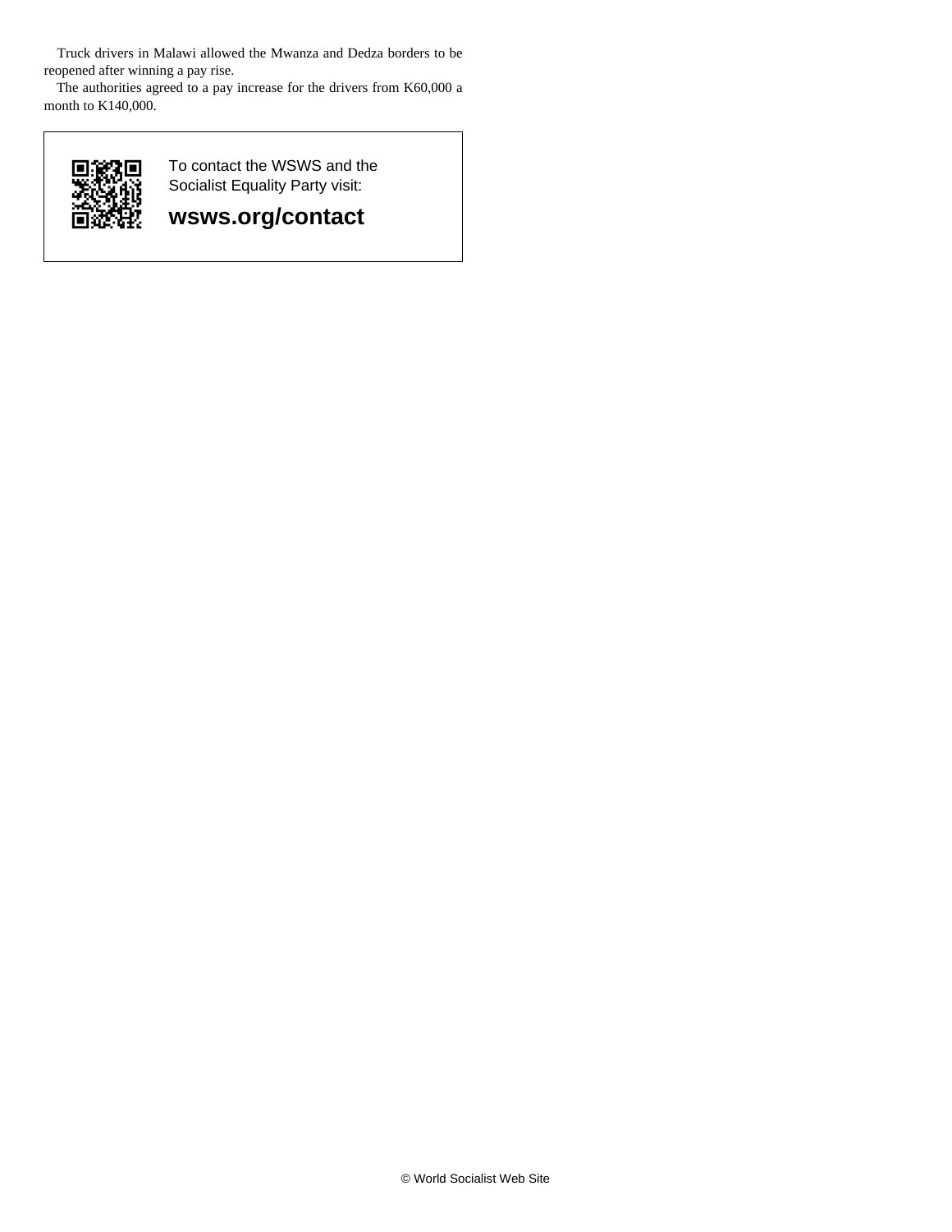Truck drivers in Malawi allowed the Mwanza and Dedza borders to be reopened after winning a pay rise.

The authorities agreed to a pay increase for the drivers from K60,000 a month to K140,000.

To contact the WSWS and the Socialist Equality Party visit:

**wsws.org/contact**